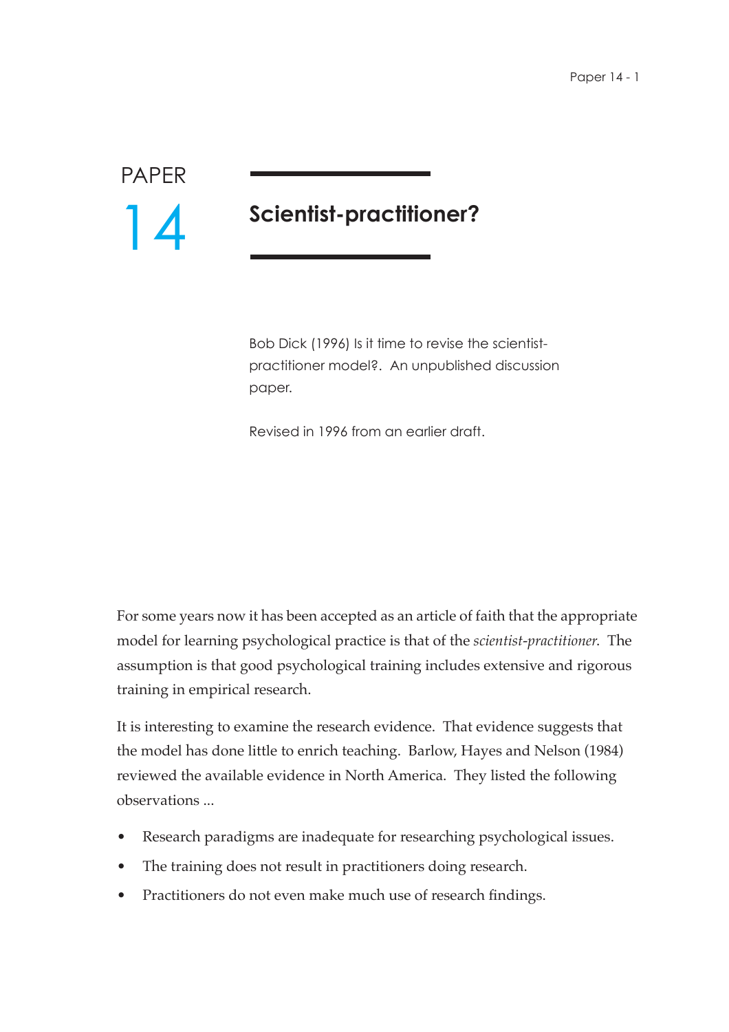PAPER

14

# Scientist-practitioner?

Bob Dick (1996) Is it time to revise the scientist-practitioner model?. An unpublished discussion paper.

Revised in 1996 from an earlier draft.

For some years now it has been accepted as an article of faith that the appropriate model for learning psychological practice is that of the *scientist-practitioner*. The assumption is that good psychological training includes extensive and rigorous training in empirical research.

It is interesting to examine the research evidence. That evidence suggests that the model has done little to enrich teaching. Barlow, Hayes and Nelson (1984) reviewed the available evidence in North America. They listed the following observations ...

- Research paradigms are inadequate for researching psychological issues.
- The training does not result in practitioners doing research.
- Practitioners do not even make much use of research findings.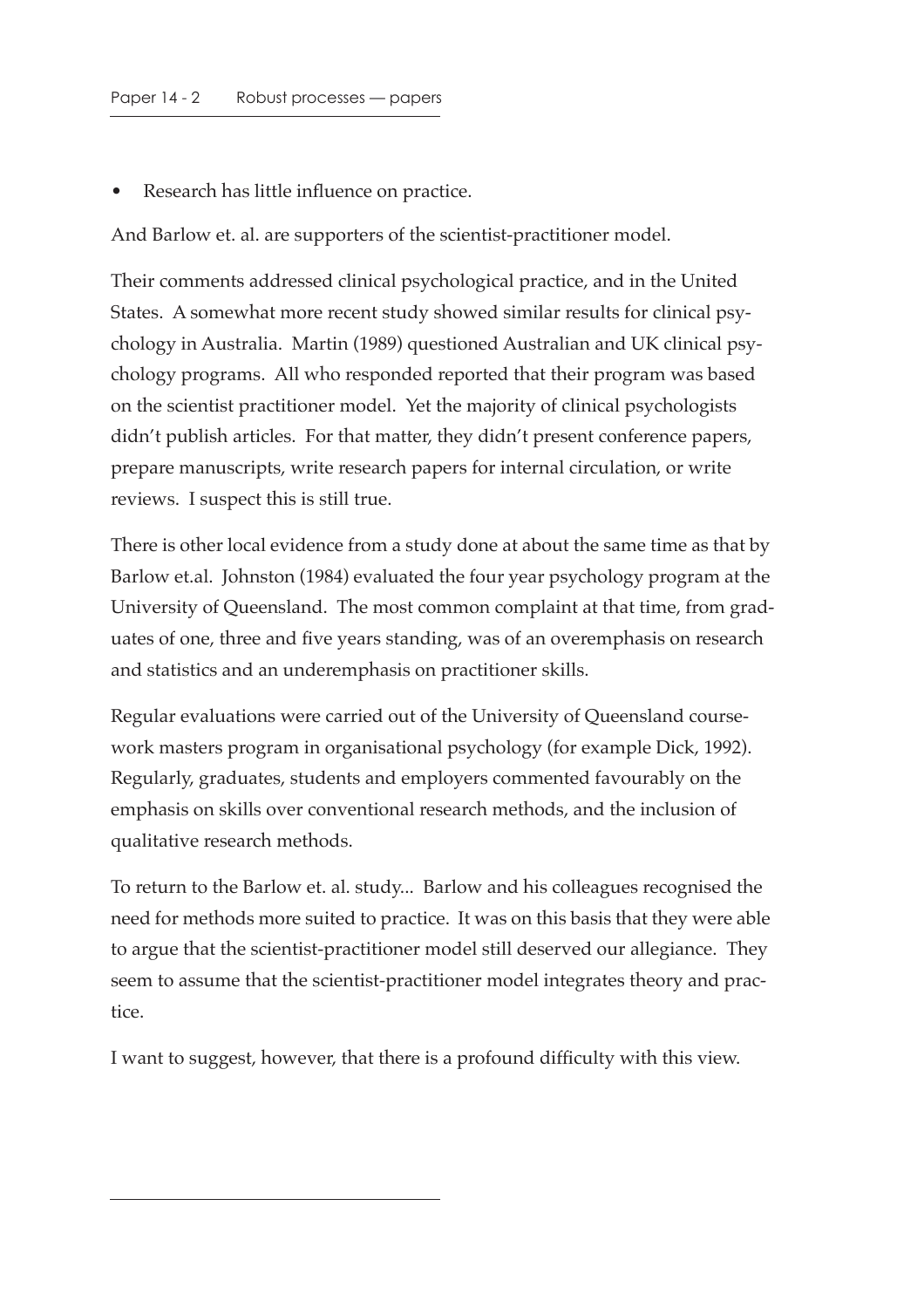- Research has little influence on practice.

And Barlow et. al. are supporters of the scientist-practitioner model.

Their comments addressed clinical psychological practice, and in the United States. A somewhat more recent study showed similar results for clinical psychology in Australia. Martin (1989) questioned Australian and UK clinical psychology programs. All who responded reported that their program was based on the scientist practitioner model. Yet the majority of clinical psychologists didn't publish articles. For that matter, they didn't present conference papers, prepare manuscripts, write research papers for internal circulation, or write reviews. I suspect this is still true.

There is other local evidence from a study done at about the same time as that by Barlow et.al. Johnston (1984) evaluated the four year psychology program at the University of Queensland. The most common complaint at that time, from graduates of one, three and five years standing, was of an overemphasis on research and statistics and an underemphasis on practitioner skills.

Regular evaluations were carried out of the University of Queensland coursework masters program in organisational psychology (for example Dick, 1992). Regularly, graduates, students and employers commented favourably on the emphasis on skills over conventional research methods, and the inclusion of qualitative research methods.

To return to the Barlow et. al. study... Barlow and his colleagues recognised the need for methods more suited to practice. It was on this basis that they were able to argue that the scientist-practitioner model still deserved our allegiance. They seem to assume that the scientist-practitioner model integrates theory and practice.

I want to suggest, however, that there is a profound difficulty with this view.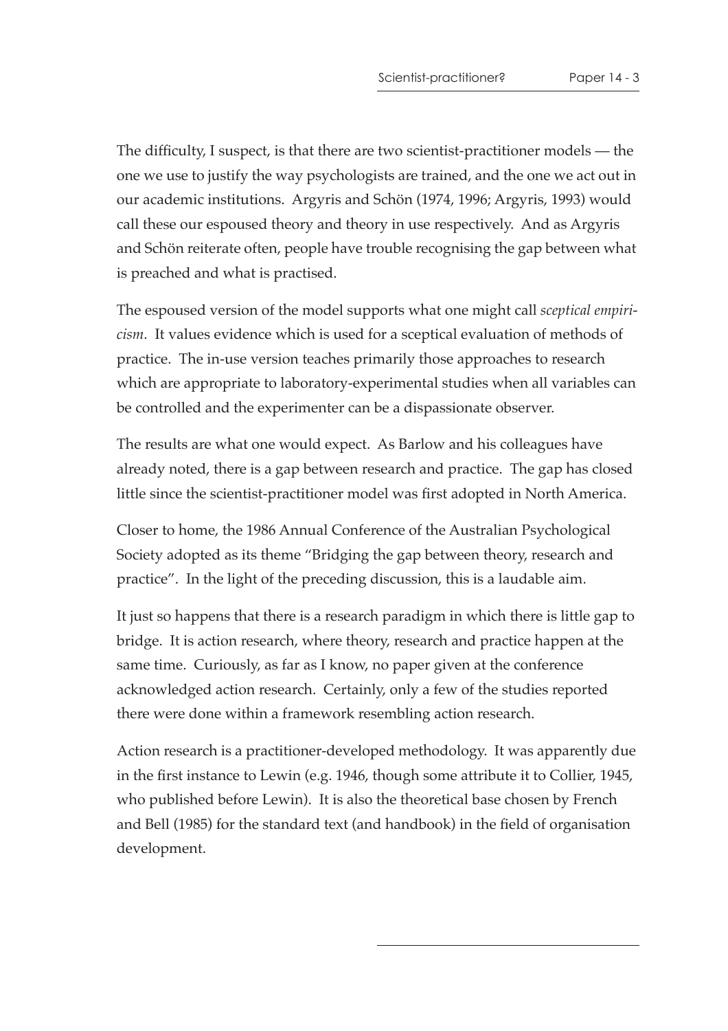The difficulty, I suspect, is that there are two scientist-practitioner models — the one we use to justify the way psychologists are trained, and the one we act out in our academic institutions. Argyris and Schön (1974, 1996; Argyris, 1993) would call these our espoused theory and theory in use respectively. And as Argyris and Schön reiterate often, people have trouble recognising the gap between what is preached and what is practised.

The espoused version of the model supports what one might call *sceptical empiricism*. It values evidence which is used for a sceptical evaluation of methods of practice. The in-use version teaches primarily those approaches to research which are appropriate to laboratory-experimental studies when all variables can be controlled and the experimenter can be a dispassionate observer.

The results are what one would expect. As Barlow and his colleagues have already noted, there is a gap between research and practice. The gap has closed little since the scientist-practitioner model was first adopted in North America.

Closer to home, the 1986 Annual Conference of the Australian Psychological Society adopted as its theme "Bridging the gap between theory, research and practice". In the light of the preceding discussion, this is a laudable aim.

It just so happens that there is a research paradigm in which there is little gap to bridge. It is action research, where theory, research and practice happen at the same time. Curiously, as far as I know, no paper given at the conference acknowledged action research. Certainly, only a few of the studies reported there were done within a framework resembling action research.

Action research is a practitioner-developed methodology. It was apparently due in the first instance to Lewin (e.g. 1946, though some attribute it to Collier, 1945, who published before Lewin). It is also the theoretical base chosen by French and Bell (1985) for the standard text (and handbook) in the field of organisation development.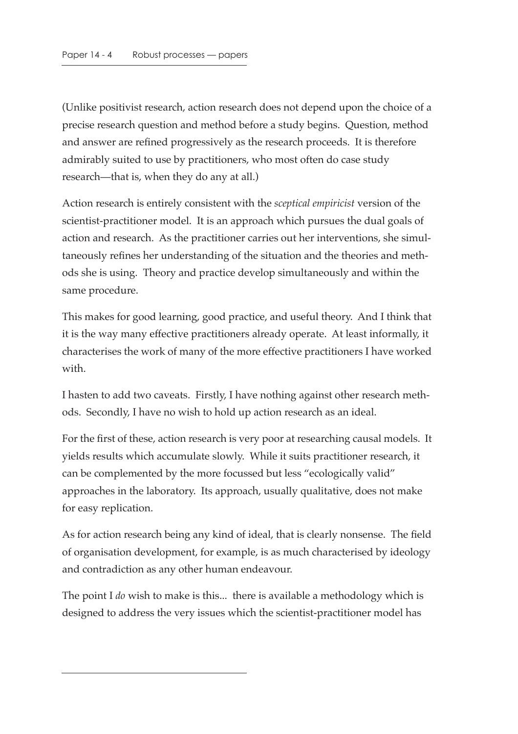(Unlike positivist research, action research does not depend upon the choice of a precise research question and method before a study begins. Question, method and answer are refined progressively as the research proceeds. It is therefore admirably suited to use by practitioners, who most often do case study research—that is, when they do any at all.)

Action research is entirely consistent with the *sceptical empiricist* version of the scientist-practitioner model. It is an approach which pursues the dual goals of action and research. As the practitioner carries out her interventions, she simultaneously refines her understanding of the situation and the theories and methods she is using. Theory and practice develop simultaneously and within the same procedure.

This makes for good learning, good practice, and useful theory. And I think that it is the way many effective practitioners already operate. At least informally, it characterises the work of many of the more effective practitioners I have worked with.

I hasten to add two caveats. Firstly, I have nothing against other research methods. Secondly, I have no wish to hold up action research as an ideal.

For the first of these, action research is very poor at researching causal models. It yields results which accumulate slowly. While it suits practitioner research, it can be complemented by the more focussed but less "ecologically valid" approaches in the laboratory. Its approach, usually qualitative, does not make for easy replication.

As for action research being any kind of ideal, that is clearly nonsense. The field of organisation development, for example, is as much characterised by ideology and contradiction as any other human endeavour.

The point I *do* wish to make is this... there is available a methodology which is designed to address the very issues which the scientist-practitioner model has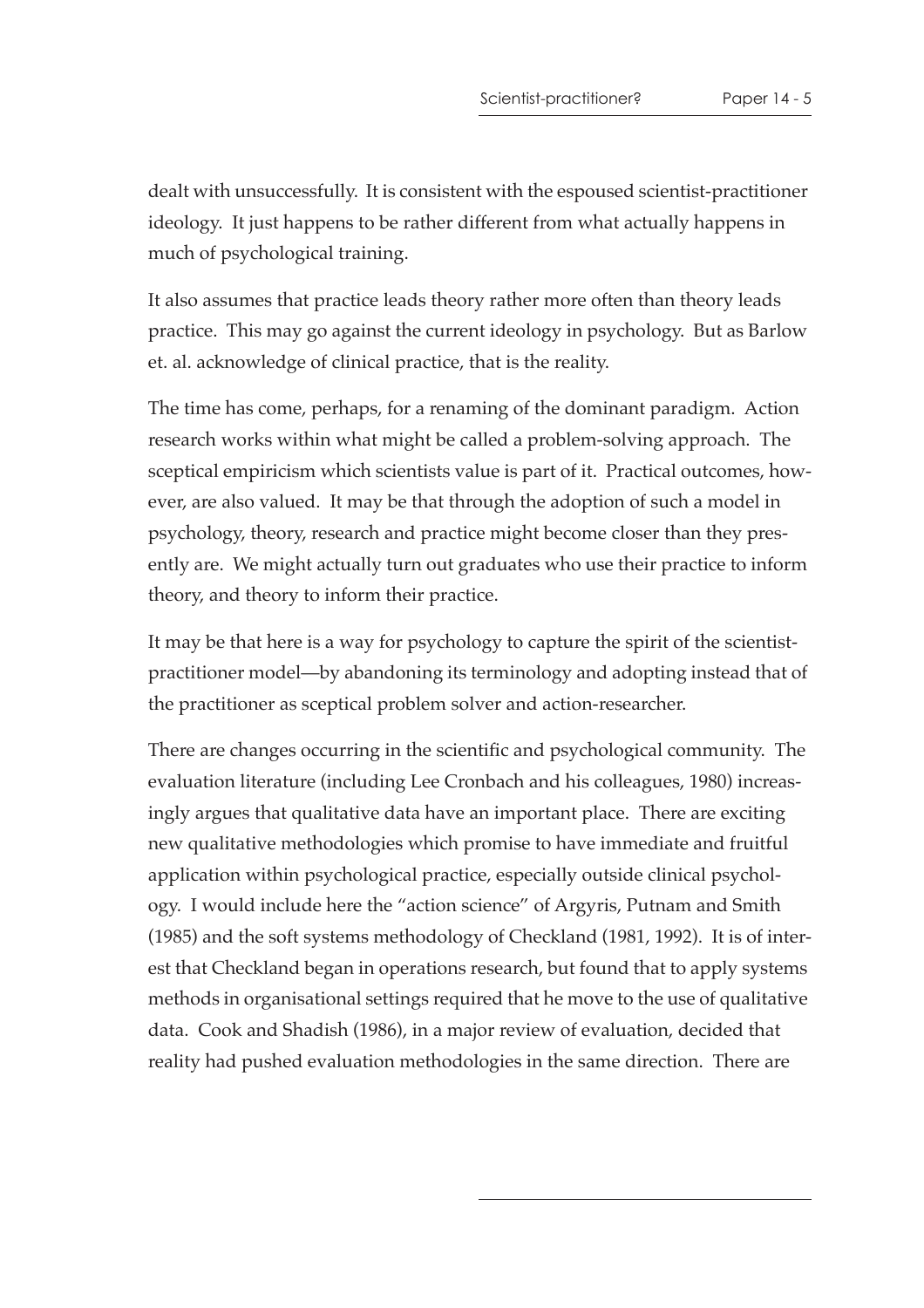dealt with unsuccessfully. It is consistent with the espoused scientist-practitioner ideology. It just happens to be rather different from what actually happens in much of psychological training.

It also assumes that practice leads theory rather more often than theory leads practice. This may go against the current ideology in psychology. But as Barlow et. al. acknowledge of clinical practice, that is the reality.

The time has come, perhaps, for a renaming of the dominant paradigm. Action research works within what might be called a problem-solving approach. The sceptical empiricism which scientists value is part of it. Practical outcomes, however, are also valued. It may be that through the adoption of such a model in psychology, theory, research and practice might become closer than they presently are. We might actually turn out graduates who use their practice to inform theory, and theory to inform their practice.

It may be that here is a way for psychology to capture the spirit of the scientist-practitioner model—by abandoning its terminology and adopting instead that of the practitioner as sceptical problem solver and action-researcher.

There are changes occurring in the scientific and psychological community. The evaluation literature (including Lee Cronbach and his colleagues, 1980) increasingly argues that qualitative data have an important place. There are exciting new qualitative methodologies which promise to have immediate and fruitful application within psychological practice, especially outside clinical psychology. I would include here the "action science" of Argyris, Putnam and Smith (1985) and the soft systems methodology of Checkland (1981, 1992). It is of interest that Checkland began in operations research, but found that to apply systems methods in organisational settings required that he move to the use of qualitative data. Cook and Shadish (1986), in a major review of evaluation, decided that reality had pushed evaluation methodologies in the same direction. There are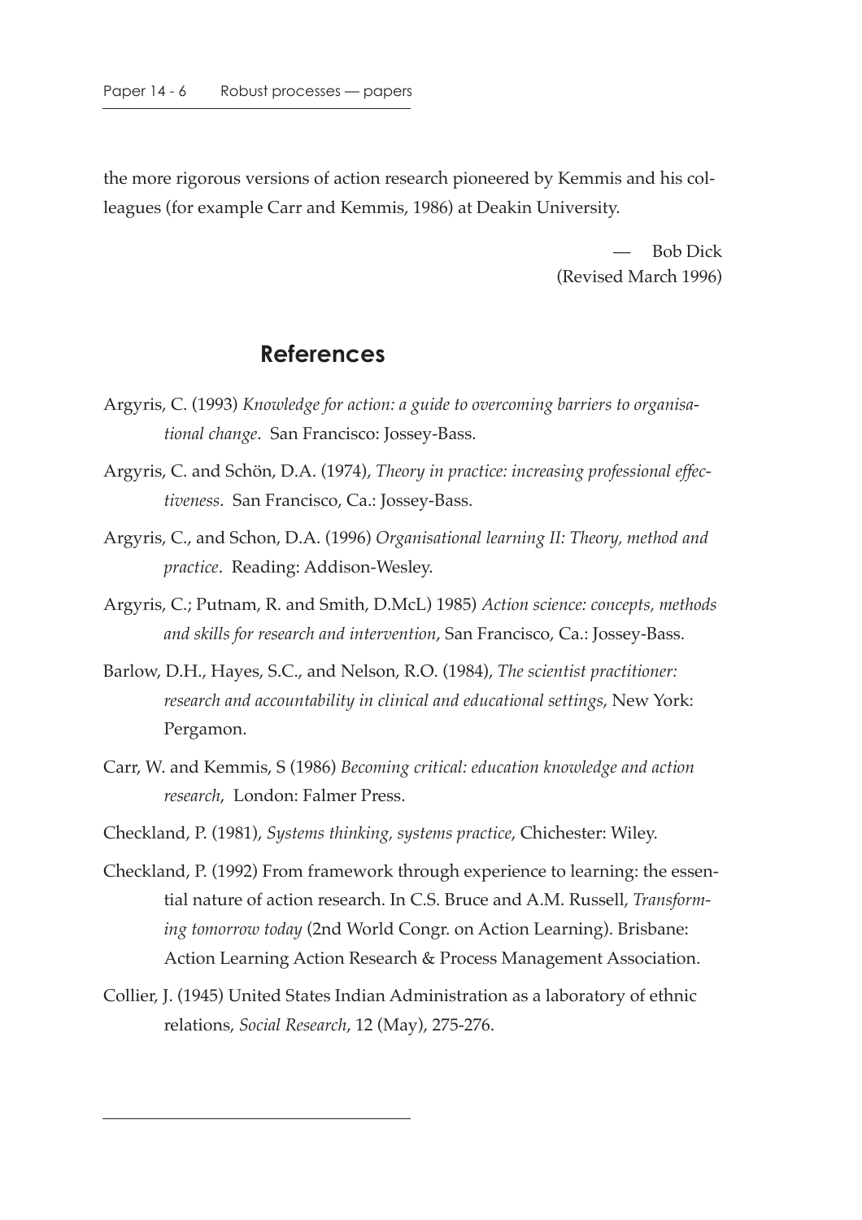the more rigorous versions of action research pioneered by Kemmis and his colleagues (for example Carr and Kemmis, 1986) at Deakin University.

— Bob Dick
(Revised March 1996)

## References

Argyris, C. (1993) *Knowledge for action: a guide to overcoming barriers to organisational change*. San Francisco: Jossey-Bass.

Argyris, C. and Schön, D.A. (1974), *Theory in practice: increasing professional effectiveness*. San Francisco, Ca.: Jossey-Bass.

Argyris, C., and Schon, D.A. (1996) *Organisational learning II: Theory, method and practice*. Reading: Addison-Wesley.

Argyris, C.; Putnam, R. and Smith, D.McL) 1985) *Action science: concepts, methods and skills for research and intervention*, San Francisco, Ca.: Jossey-Bass.

Barlow, D.H., Hayes, S.C., and Nelson, R.O. (1984), *The scientist practitioner: research and accountability in clinical and educational settings*, New York: Pergamon.

Carr, W. and Kemmis, S (1986) *Becoming critical: education knowledge and action research*, London: Falmer Press.

Checkland, P. (1981), *Systems thinking, systems practice*, Chichester: Wiley.

Checkland, P. (1992) From framework through experience to learning: the essential nature of action research. In C.S. Bruce and A.M. Russell, *Transforming tomorrow today* (2nd World Congr. on Action Learning). Brisbane: Action Learning Action Research & Process Management Association.

Collier, J. (1945) United States Indian Administration as a laboratory of ethnic relations, *Social Research*, 12 (May), 275-276.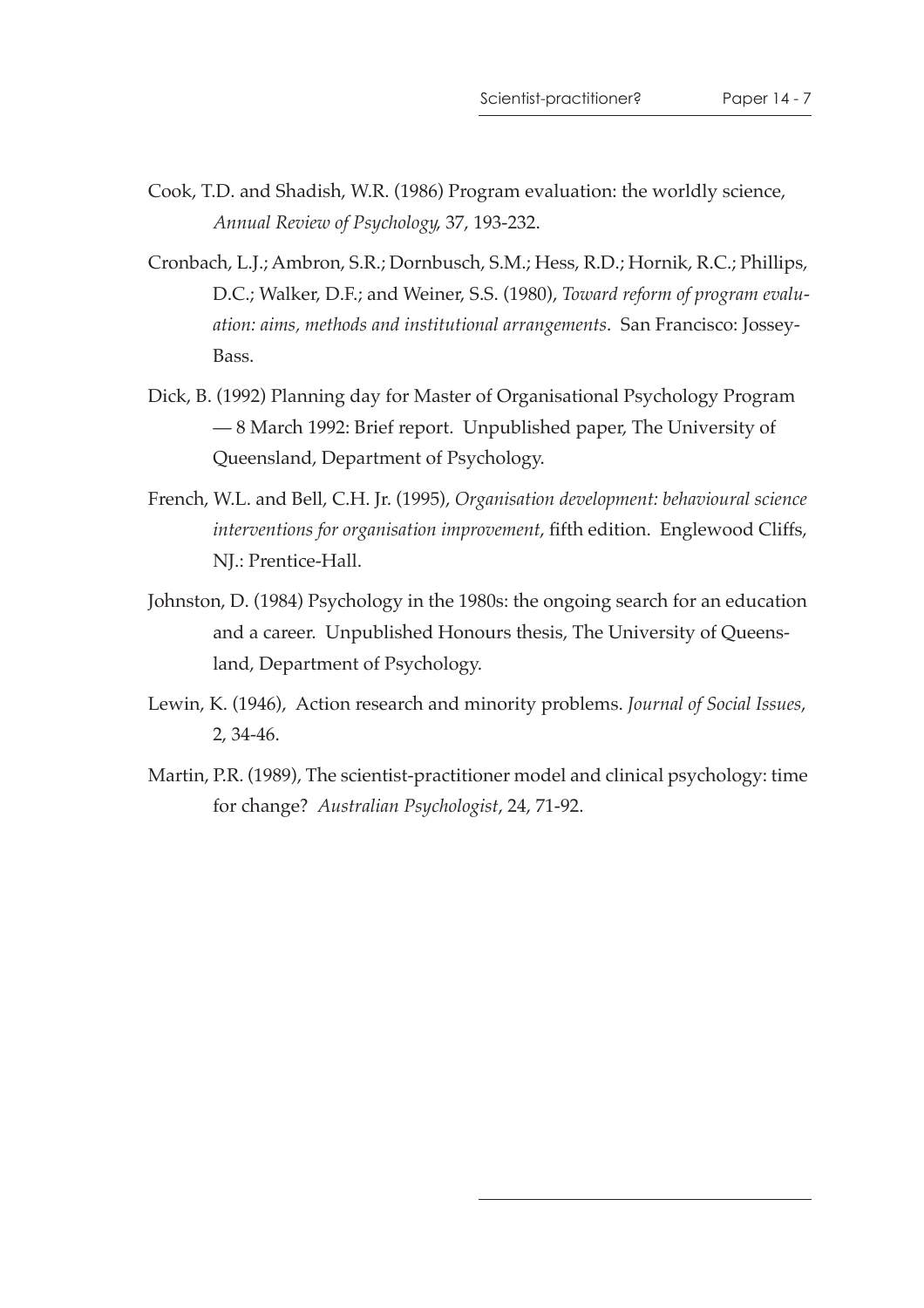Cook, T.D. and Shadish, W.R. (1986) Program evaluation: the worldly science, *Annual Review of Psychology*, 37, 193-232.

Cronbach, L.J.; Ambron, S.R.; Dornbusch, S.M.; Hess, R.D.; Hornik, R.C.; Phillips, D.C.; Walker, D.F.; and Weiner, S.S. (1980), *Toward reform of program evaluation: aims, methods and institutional arrangements*. San Francisco: Jossey-Bass.

Dick, B. (1992) Planning day for Master of Organisational Psychology Program — 8 March 1992: Brief report. Unpublished paper, The University of Queensland, Department of Psychology.

French, W.L. and Bell, C.H. Jr. (1995), *Organisation development: behavioural science interventions for organisation improvement*, fifth edition. Englewood Cliffs, NJ.: Prentice-Hall.

Johnston, D. (1984) Psychology in the 1980s: the ongoing search for an education and a career. Unpublished Honours thesis, The University of Queensland, Department of Psychology.

Lewin, K. (1946), Action research and minority problems. *Journal of Social Issues*, 2, 34-46.

Martin, P.R. (1989), The scientist-practitioner model and clinical psychology: time for change? *Australian Psychologist*, 24, 71-92.